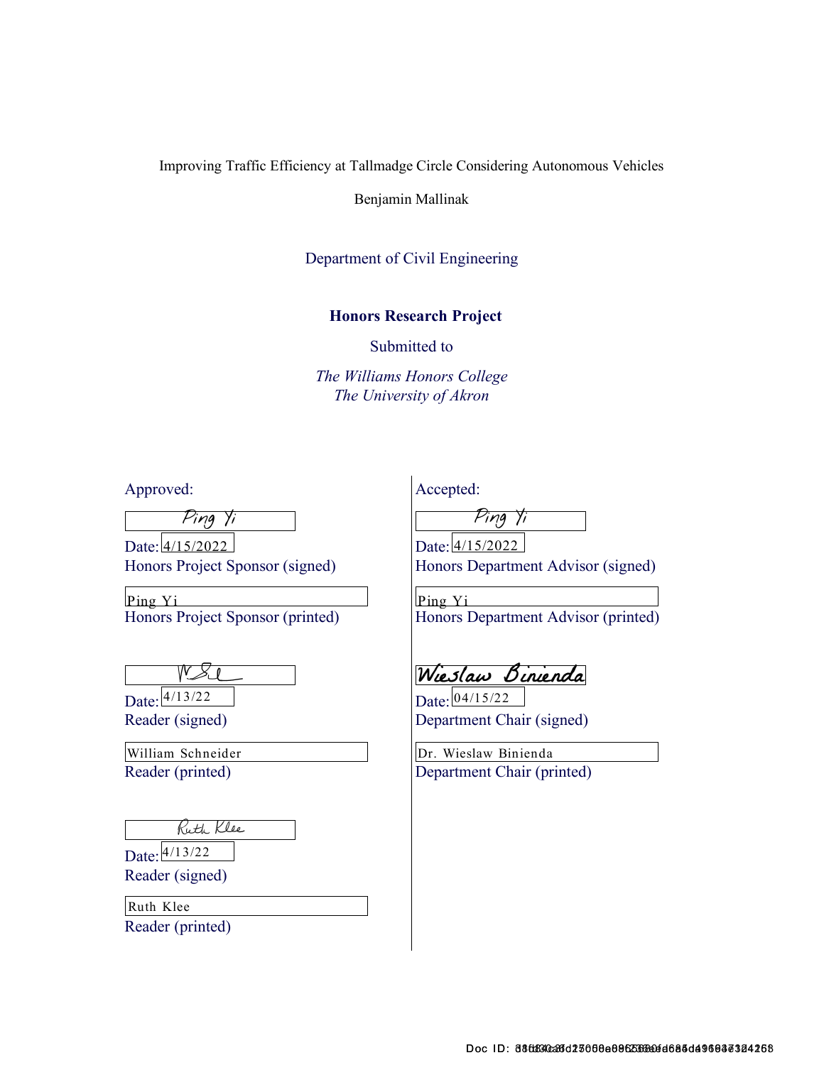Improving Traffic Efficiency at Tallmadge Circle Considering Autonomous Vehicles

Benjamin Mallinak

Department of Civil Engineering

**Honors Research Project**

Submitted to

*The Williams Honors College*
*The University of Akron*

Approved:

Ping Yi

Date: 4/15/2022
Honors Project Sponsor (signed)

Ping Yi
Honors Project Sponsor (printed)

W S

Date: 4/13/22
Reader (signed)

William Schneider
Reader (printed)

Ruth Klee

Date: 4/13/22
Reader (signed)

Ruth Klee
Reader (printed)

Accepted:

Ping Yi

Date: 4/15/2022
Honors Department Advisor (signed)

Ping Yi
Honors Department Advisor (printed)

Wieslaw Binienda

Date: 04/15/22
Department Chair (signed)

Dr. Wieslaw Binienda
Department Chair (printed)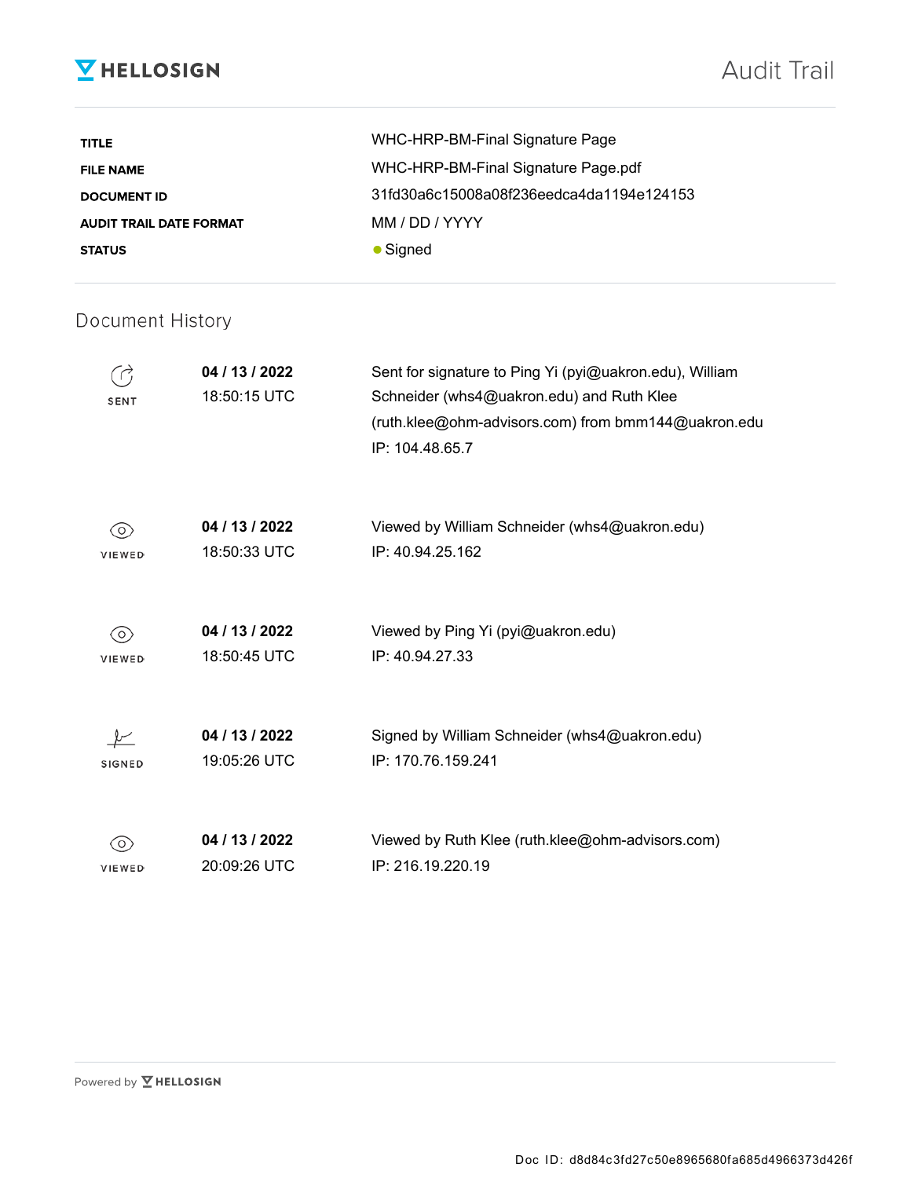HELLOSIGN

# Audit Trail

| | |
|---|---|
| **TITLE** | WHC-HRP-BM-Final Signature Page |
| **FILE NAME** | WHC-HRP-BM-Final Signature Page.pdf |
| **DOCUMENT ID** | 31fd30a6c15008a08f236eedca4da1194e124153 |
| **AUDIT TRAIL DATE FORMAT** | MM / DD / YYYY |
| **STATUS** | ● Signed |

## Document History

| | | |
|---|---|---|
| SENT | **04 / 13 / 2022** 18:50:15 UTC | Sent for signature to Ping Yi (pyi@uakron.edu), William Schneider (whs4@uakron.edu) and Ruth Klee (ruth.klee@ohm-advisors.com) from bmm144@uakron.edu IP: 104.48.65.7 |
| VIEWED | **04 / 13 / 2022** 18:50:33 UTC | Viewed by William Schneider (whs4@uakron.edu) IP: 40.94.25.162 |
| VIEWED | **04 / 13 / 2022** 18:50:45 UTC | Viewed by Ping Yi (pyi@uakron.edu) IP: 40.94.27.33 |
| SIGNED | **04 / 13 / 2022** 19:05:26 UTC | Signed by William Schneider (whs4@uakron.edu) IP: 170.76.159.241 |
| VIEWED | **04 / 13 / 2022** 20:09:26 UTC | Viewed by Ruth Klee (ruth.klee@ohm-advisors.com) IP: 216.19.220.19 |

Powered by HELLOSIGN

Doc ID: d8d84c3fd27c50e8965680fa685d4966373d426f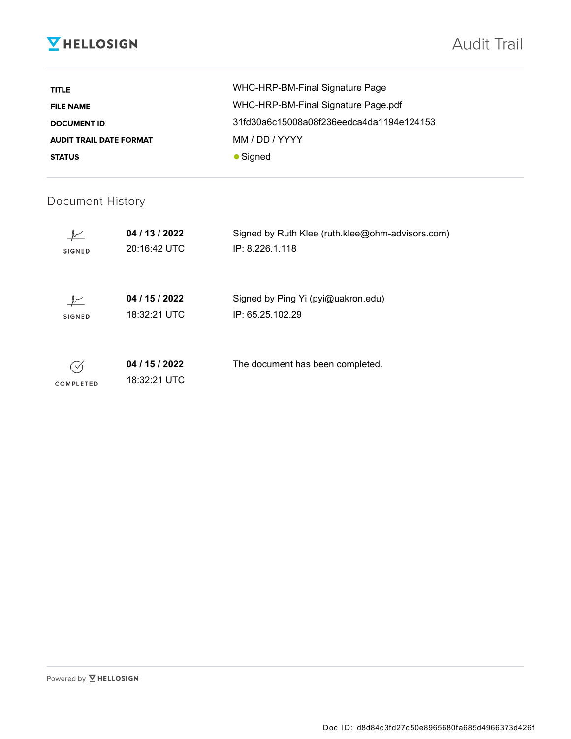# HELLOSIGN Audit Trail

| | |
|---|---|
| **TITLE** | WHC-HRP-BM-Final Signature Page |
| **FILE NAME** | WHC-HRP-BM-Final Signature Page.pdf |
| **DOCUMENT ID** | 31fd30a6c15008a08f236eedca4da1194e124153 |
| **AUDIT TRAIL DATE FORMAT** | MM / DD / YYYY |
| **STATUS** | ● Signed |

## Document History

| | | |
|---|---|---|
| SIGNED | **04 / 13 / 2022** 20:16:42 UTC | Signed by Ruth Klee (ruth.klee@ohm-advisors.com) IP: 8.226.1.118 |
| SIGNED | **04 / 15 / 2022** 18:32:21 UTC | Signed by Ping Yi (pyi@uakron.edu) IP: 65.25.102.29 |
| COMPLETED | **04 / 15 / 2022** 18:32:21 UTC | The document has been completed. |

Powered by HELLOSIGN

Doc ID: d8d84c3fd27c50e8965680fa685d4966373d426f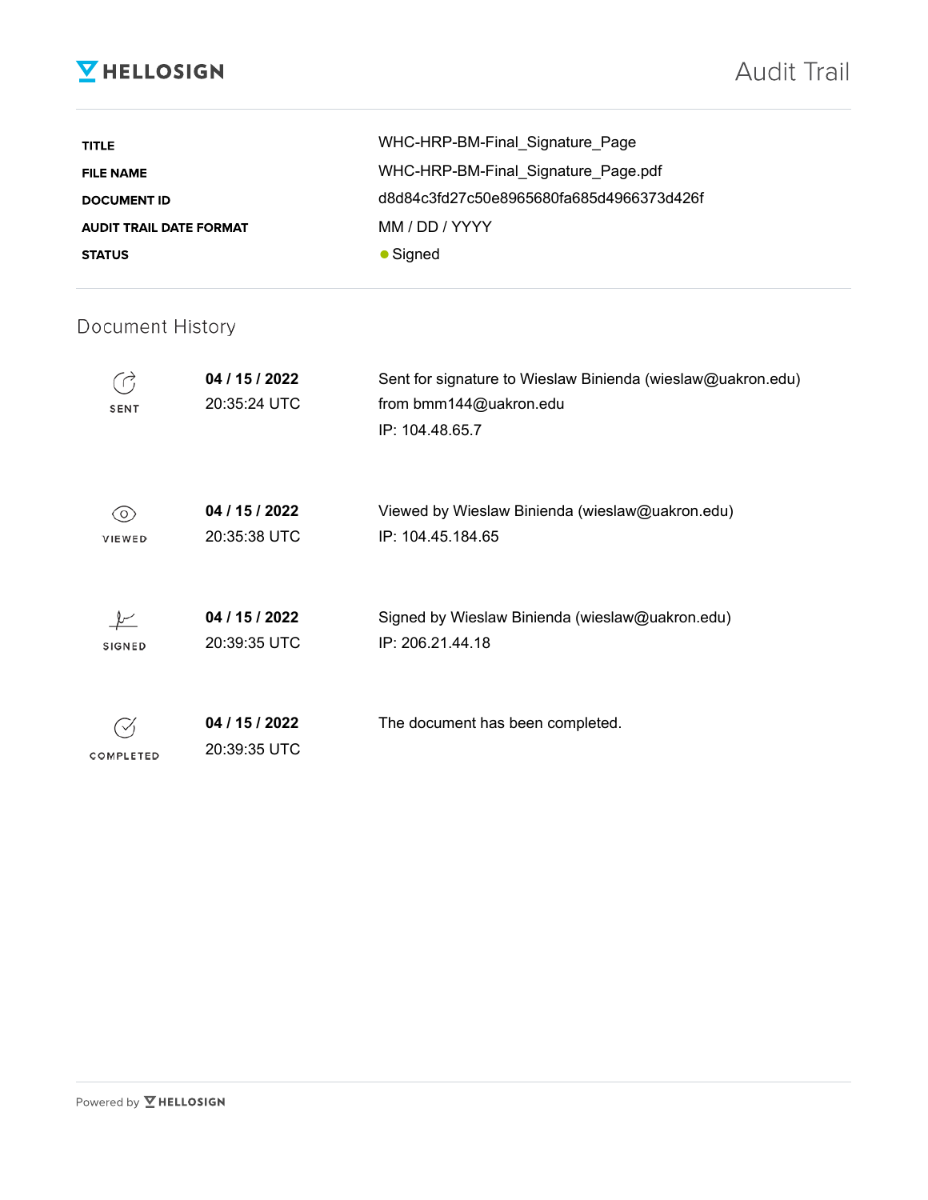HELLOSIGN

# Audit Trail

| | |
|---|---|
| **TITLE** | WHC-HRP-BM-Final_Signature_Page |
| **FILE NAME** | WHC-HRP-BM-Final_Signature_Page.pdf |
| **DOCUMENT ID** | d8d84c3fd27c50e8965680fa685d4966373d426f |
| **AUDIT TRAIL DATE FORMAT** | MM / DD / YYYY |
| **STATUS** | ● Signed |

## Document History

| | | |
|---|---|---|
| SENT | **04 / 15 / 2022** 20:35:24 UTC | Sent for signature to Wieslaw Binienda (wieslaw@uakron.edu) from bmm144@uakron.edu IP: 104.48.65.7 |
| VIEWED | **04 / 15 / 2022** 20:35:38 UTC | Viewed by Wieslaw Binienda (wieslaw@uakron.edu) IP: 104.45.184.65 |
| SIGNED | **04 / 15 / 2022** 20:39:35 UTC | Signed by Wieslaw Binienda (wieslaw@uakron.edu) IP: 206.21.44.18 |
| COMPLETED | **04 / 15 / 2022** 20:39:35 UTC | The document has been completed. |

Powered by HELLOSIGN